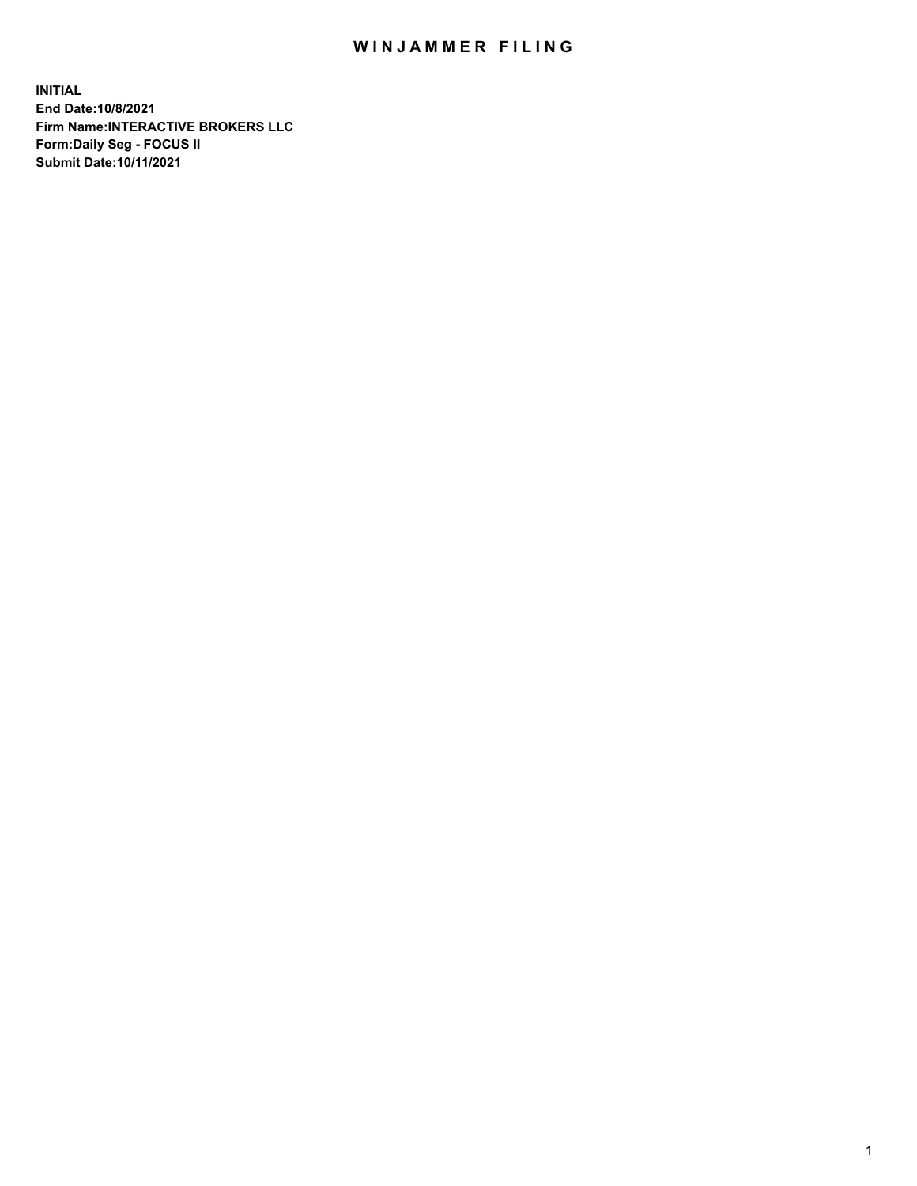# WINJAMMER FILING

**INITIAL**
**End Date:10/8/2021**
**Firm Name:INTERACTIVE BROKERS LLC**
**Form:Daily Seg - FOCUS II**
**Submit Date:10/11/2021**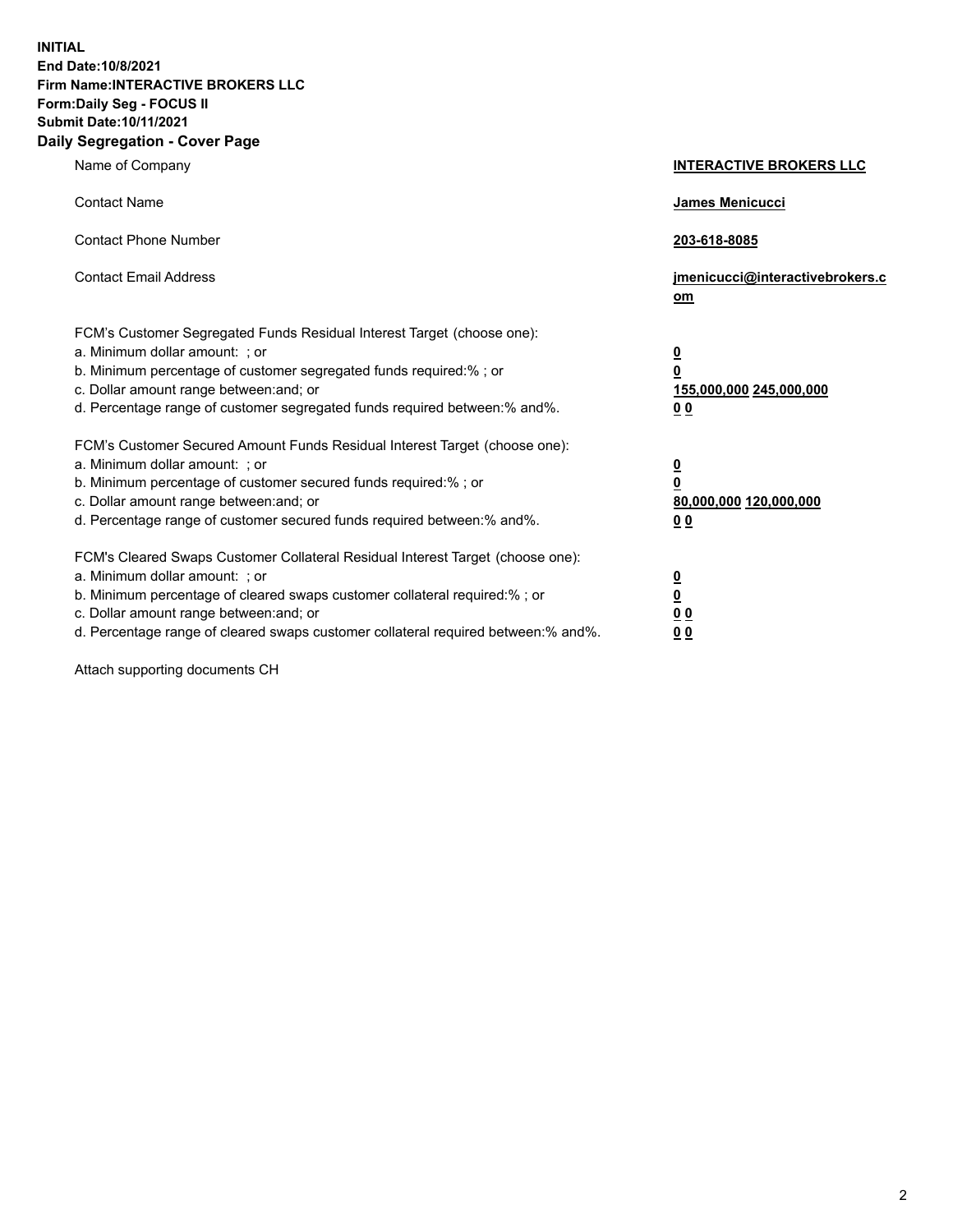**INITIAL**
**End Date:10/8/2021**
**Firm Name:INTERACTIVE BROKERS LLC**
**Form:Daily Seg - FOCUS II**
**Submit Date:10/11/2021**

## Daily Segregation - Cover Page

| | |
|---|---|
| Name of Company | **INTERACTIVE BROKERS LLC** |
| Contact Name | **James Menicucci** |
| Contact Phone Number | **203-618-8085** |
| Contact Email Address | **jmenicucci@interactivebrokers.com** |
| FCM's Customer Segregated Funds Residual Interest Target (choose one): | |
| a. Minimum dollar amount: ; or | **0** |
| b. Minimum percentage of customer segregated funds required:% ; or | **0** |
| c. Dollar amount range between:and; or | **155,000,000 245,000,000** |
| d. Percentage range of customer segregated funds required between:% and%. | **0 0** |
| FCM's Customer Secured Amount Funds Residual Interest Target (choose one): | |
| a. Minimum dollar amount: ; or | **0** |
| b. Minimum percentage of customer secured funds required:% ; or | **0** |
| c. Dollar amount range between:and; or | **80,000,000 120,000,000** |
| d. Percentage range of customer secured funds required between:% and%. | **0 0** |
| FCM's Cleared Swaps Customer Collateral Residual Interest Target (choose one): | |
| a. Minimum dollar amount: ; or | **0** |
| b. Minimum percentage of cleared swaps customer collateral required:% ; or | **0** |
| c. Dollar amount range between:and; or | **0 0** |
| d. Percentage range of cleared swaps customer collateral required between:% and%. | **0 0** |

Attach supporting documents CH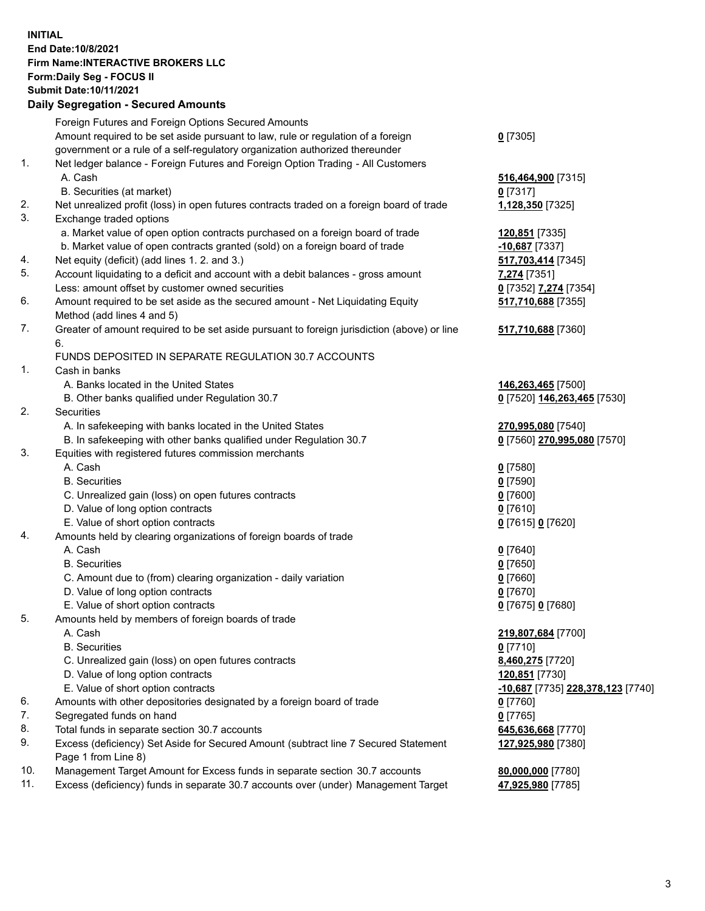**INITIAL**
**End Date:10/8/2021**
**Firm Name:INTERACTIVE BROKERS LLC**
**Form:Daily Seg - FOCUS II**
**Submit Date:10/11/2021**

## Daily Segregation - Secured Amounts

| | | |
|---|---|---|
| | Foreign Futures and Foreign Options Secured Amounts | |
| | Amount required to be set aside pursuant to law, rule or regulation of a foreign government or a rule of a self-regulatory organization authorized thereunder | **0** [7305] |
| 1. | Net ledger balance - Foreign Futures and Foreign Option Trading - All Customers | |
| | A. Cash | **516,464,900** [7315] |
| | B. Securities (at market) | **0** [7317] |
| 2. | Net unrealized profit (loss) in open futures contracts traded on a foreign board of trade | **1,128,350** [7325] |
| 3. | Exchange traded options | |
| | a. Market value of open option contracts purchased on a foreign board of trade | **120,851** [7335] |
| | b. Market value of open contracts granted (sold) on a foreign board of trade | **-10,687** [7337] |
| 4. | Net equity (deficit) (add lines 1. 2. and 3.) | **517,703,414** [7345] |
| 5. | Account liquidating to a deficit and account with a debit balances - gross amount | **7,274** [7351] |
| | Less: amount offset by customer owned securities | **0** [7352] **7,274** [7354] |
| 6. | Amount required to be set aside as the secured amount - Net Liquidating Equity Method (add lines 4 and 5) | **517,710,688** [7355] |
| 7. | Greater of amount required to be set aside pursuant to foreign jurisdiction (above) or line 6. | **517,710,688** [7360] |
| | FUNDS DEPOSITED IN SEPARATE REGULATION 30.7 ACCOUNTS | |
| 1. | Cash in banks | |
| | A. Banks located in the United States | **146,263,465** [7500] |
| | B. Other banks qualified under Regulation 30.7 | **0** [7520] **146,263,465** [7530] |
| 2. | Securities | |
| | A. In safekeeping with banks located in the United States | **270,995,080** [7540] |
| | B. In safekeeping with other banks qualified under Regulation 30.7 | **0** [7560] **270,995,080** [7570] |
| 3. | Equities with registered futures commission merchants | |
| | A. Cash | **0** [7580] |
| | B. Securities | **0** [7590] |
| | C. Unrealized gain (loss) on open futures contracts | **0** [7600] |
| | D. Value of long option contracts | **0** [7610] |
| | E. Value of short option contracts | **0** [7615] **0** [7620] |
| 4. | Amounts held by clearing organizations of foreign boards of trade | |
| | A. Cash | **0** [7640] |
| | B. Securities | **0** [7650] |
| | C. Amount due to (from) clearing organization - daily variation | **0** [7660] |
| | D. Value of long option contracts | **0** [7670] |
| | E. Value of short option contracts | **0** [7675] **0** [7680] |
| 5. | Amounts held by members of foreign boards of trade | |
| | A. Cash | **219,807,684** [7700] |
| | B. Securities | **0** [7710] |
| | C. Unrealized gain (loss) on open futures contracts | **8,460,275** [7720] |
| | D. Value of long option contracts | **120,851** [7730] |
| | E. Value of short option contracts | **-10,687** [7735] **228,378,123** [7740] |
| 6. | Amounts with other depositories designated by a foreign board of trade | **0** [7760] |
| 7. | Segregated funds on hand | **0** [7765] |
| 8. | Total funds in separate section 30.7 accounts | **645,636,668** [7770] |
| 9. | Excess (deficiency) Set Aside for Secured Amount (subtract line 7 Secured Statement Page 1 from Line 8) | **127,925,980** [7380] |
| 10. | Management Target Amount for Excess funds in separate section 30.7 accounts | **80,000,000** [7780] |
| 11. | Excess (deficiency) funds in separate 30.7 accounts over (under) Management Target | **47,925,980** [7785] |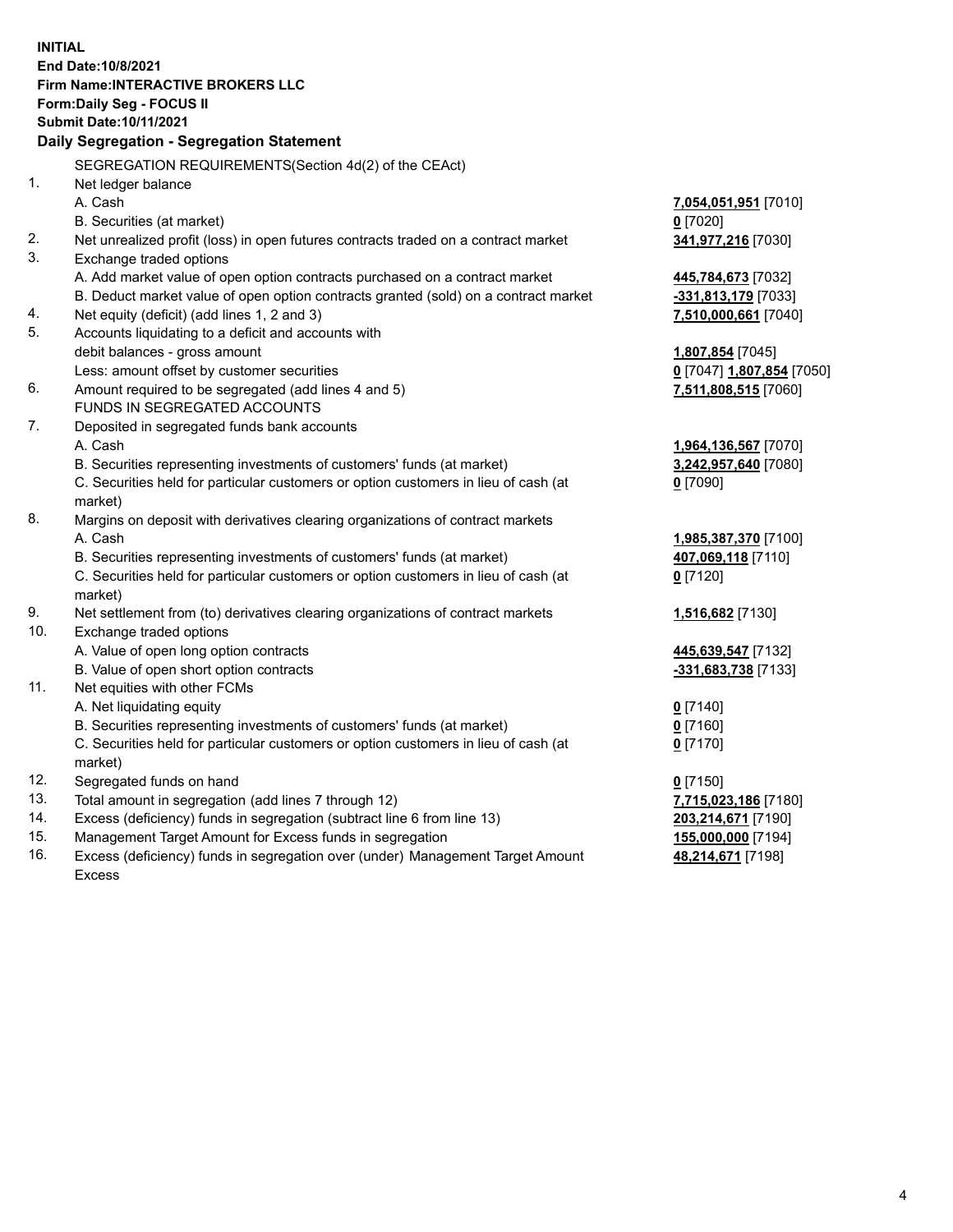**INITIAL**
**End Date:10/8/2021**
**Firm Name:INTERACTIVE BROKERS LLC**
**Form:Daily Seg - FOCUS II**
**Submit Date:10/11/2021**

**Daily Segregation - Segregation Statement**

SEGREGATION REQUIREMENTS(Section 4d(2) of the CEAct)

| | | |
|---|---|---|
| 1. | Net ledger balance | |
| | A. Cash | **7,054,051,951** [7010] |
| | B. Securities (at market) | **0** [7020] |
| 2. | Net unrealized profit (loss) in open futures contracts traded on a contract market | **341,977,216** [7030] |
| 3. | Exchange traded options | |
| | A. Add market value of open option contracts purchased on a contract market | **445,784,673** [7032] |
| | B. Deduct market value of open option contracts granted (sold) on a contract market | **-331,813,179** [7033] |
| 4. | Net equity (deficit) (add lines 1, 2 and 3) | **7,510,000,661** [7040] |
| 5. | Accounts liquidating to a deficit and accounts with debit balances - gross amount | **1,807,854** [7045] |
| | Less: amount offset by customer securities | **0** [7047] **1,807,854** [7050] |
| 6. | Amount required to be segregated (add lines 4 and 5) | **7,511,808,515** [7060] |
| | FUNDS IN SEGREGATED ACCOUNTS | |
| 7. | Deposited in segregated funds bank accounts | |
| | A. Cash | **1,964,136,567** [7070] |
| | B. Securities representing investments of customers' funds (at market) | **3,242,957,640** [7080] |
| | C. Securities held for particular customers or option customers in lieu of cash (at market) | **0** [7090] |
| 8. | Margins on deposit with derivatives clearing organizations of contract markets | |
| | A. Cash | **1,985,387,370** [7100] |
| | B. Securities representing investments of customers' funds (at market) | **407,069,118** [7110] |
| | C. Securities held for particular customers or option customers in lieu of cash (at market) | **0** [7120] |
| 9. | Net settlement from (to) derivatives clearing organizations of contract markets | **1,516,682** [7130] |
| 10. | Exchange traded options | |
| | A. Value of open long option contracts | **445,639,547** [7132] |
| | B. Value of open short option contracts | **-331,683,738** [7133] |
| 11. | Net equities with other FCMs | |
| | A. Net liquidating equity | **0** [7140] |
| | B. Securities representing investments of customers' funds (at market) | **0** [7160] |
| | C. Securities held for particular customers or option customers in lieu of cash (at market) | **0** [7170] |
| 12. | Segregated funds on hand | **0** [7150] |
| 13. | Total amount in segregation (add lines 7 through 12) | **7,715,023,186** [7180] |
| 14. | Excess (deficiency) funds in segregation (subtract line 6 from line 13) | **203,214,671** [7190] |
| 15. | Management Target Amount for Excess funds in segregation | **155,000,000** [7194] |
| 16. | Excess (deficiency) funds in segregation over (under) Management Target Amount Excess | **48,214,671** [7198] |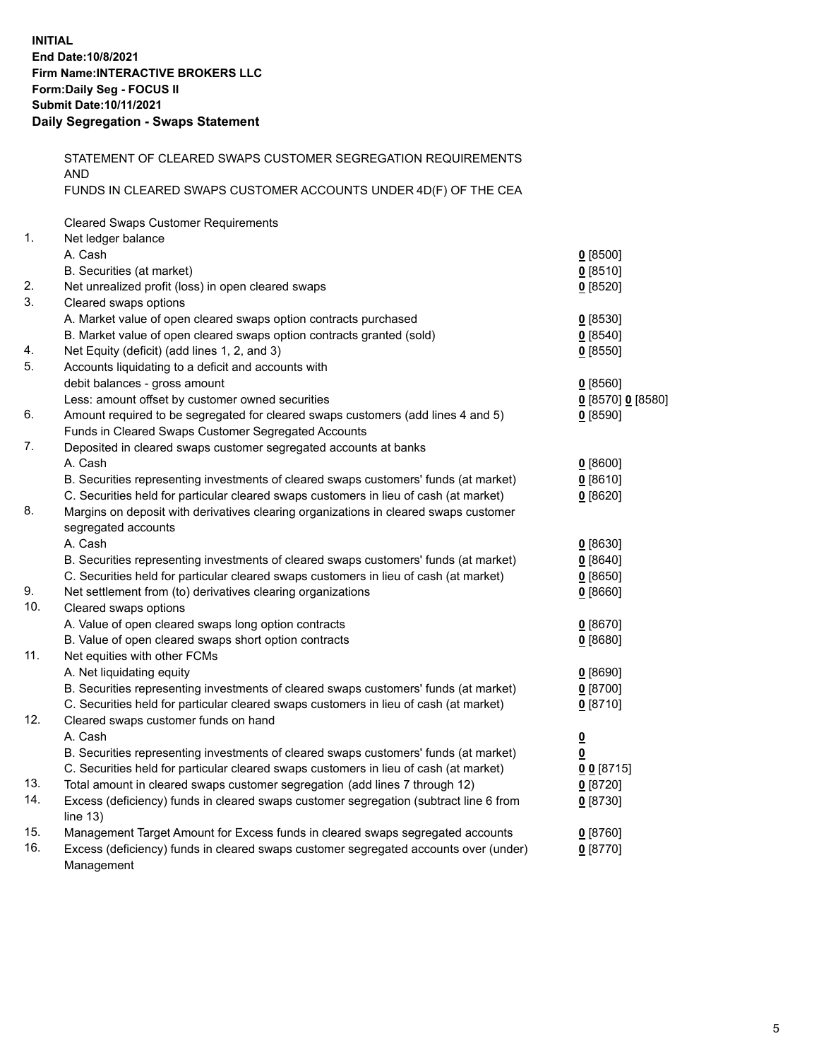**INITIAL**
**End Date:10/8/2021**
**Firm Name:INTERACTIVE BROKERS LLC**
**Form:Daily Seg - FOCUS II**
**Submit Date:10/11/2021**
**Daily Segregation - Swaps Statement**

STATEMENT OF CLEARED SWAPS CUSTOMER SEGREGATION REQUIREMENTS AND FUNDS IN CLEARED SWAPS CUSTOMER ACCOUNTS UNDER 4D(F) OF THE CEA

| | | |
|---|---|---|
| | Cleared Swaps Customer Requirements | |
| 1. | Net ledger balance | |
| | A. Cash | 0 [8500] |
| | B. Securities (at market) | 0 [8510] |
| 2. | Net unrealized profit (loss) in open cleared swaps | 0 [8520] |
| 3. | Cleared swaps options | |
| | A. Market value of open cleared swaps option contracts purchased | 0 [8530] |
| | B. Market value of open cleared swaps option contracts granted (sold) | 0 [8540] |
| 4. | Net Equity (deficit) (add lines 1, 2, and 3) | 0 [8550] |
| 5. | Accounts liquidating to a deficit and accounts with debit balances - gross amount | 0 [8560] |
| | Less: amount offset by customer owned securities | 0 [8570] 0 [8580] |
| 6. | Amount required to be segregated for cleared swaps customers (add lines 4 and 5) | 0 [8590] |
| | Funds in Cleared Swaps Customer Segregated Accounts | |
| 7. | Deposited in cleared swaps customer segregated accounts at banks | |
| | A. Cash | 0 [8600] |
| | B. Securities representing investments of cleared swaps customers' funds (at market) | 0 [8610] |
| | C. Securities held for particular cleared swaps customers in lieu of cash (at market) | 0 [8620] |
| 8. | Margins on deposit with derivatives clearing organizations in cleared swaps customer segregated accounts | |
| | A. Cash | 0 [8630] |
| | B. Securities representing investments of cleared swaps customers' funds (at market) | 0 [8640] |
| | C. Securities held for particular cleared swaps customers in lieu of cash (at market) | 0 [8650] |
| 9. | Net settlement from (to) derivatives clearing organizations | 0 [8660] |
| 10. | Cleared swaps options | |
| | A. Value of open cleared swaps long option contracts | 0 [8670] |
| | B. Value of open cleared swaps short option contracts | 0 [8680] |
| 11. | Net equities with other FCMs | |
| | A. Net liquidating equity | 0 [8690] |
| | B. Securities representing investments of cleared swaps customers' funds (at market) | 0 [8700] |
| | C. Securities held for particular cleared swaps customers in lieu of cash (at market) | 0 [8710] |
| 12. | Cleared swaps customer funds on hand | |
| | A. Cash | 0 |
| | B. Securities representing investments of cleared swaps customers' funds (at market) | 0 |
| | C. Securities held for particular cleared swaps customers in lieu of cash (at market) | 0 0 [8715] |
| 13. | Total amount in cleared swaps customer segregation (add lines 7 through 12) | 0 [8720] |
| 14. | Excess (deficiency) funds in cleared swaps customer segregation (subtract line 6 from line 13) | 0 [8730] |
| 15. | Management Target Amount for Excess funds in cleared swaps segregated accounts | 0 [8760] |
| 16. | Excess (deficiency) funds in cleared swaps customer segregated accounts over (under) Management | 0 [8770] |